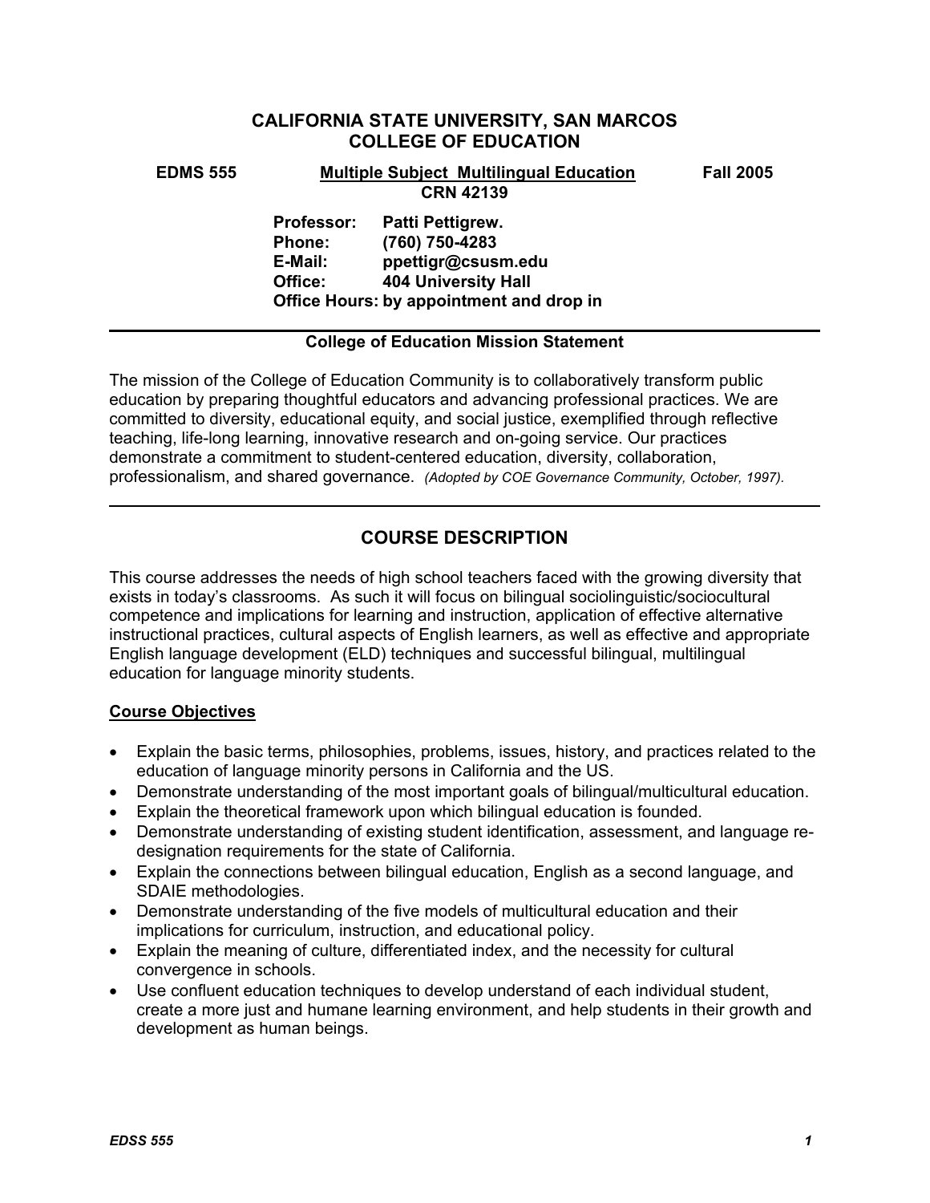# CALIFORNIA STATE UNIVERSITY, SAN MARCOS
# COLLEGE OF EDUCATION

**EDMS 555** **Multiple Subject Multilingual Education** **Fall 2005**
**CRN 42139**

**Professor:** Patti Pettigrew.
**Phone:** (760) 750-4283
**E-Mail:** ppettigr@csusm.edu
**Office:** 404 University Hall
**Office Hours:** by appointment and drop in

---

**College of Education Mission Statement**

The mission of the College of Education Community is to collaboratively transform public education by preparing thoughtful educators and advancing professional practices. We are committed to diversity, educational equity, and social justice, exemplified through reflective teaching, life-long learning, innovative research and on-going service. Our practices demonstrate a commitment to student-centered education, diversity, collaboration, professionalism, and shared governance. *(Adopted by COE Governance Community, October, 1997).*

---

## COURSE DESCRIPTION

This course addresses the needs of high school teachers faced with the growing diversity that exists in today's classrooms. As such it will focus on bilingual sociolinguistic/sociocultural competence and implications for learning and instruction, application of effective alternative instructional practices, cultural aspects of English learners, as well as effective and appropriate English language development (ELD) techniques and successful bilingual, multilingual education for language minority students.

### Course Objectives

- Explain the basic terms, philosophies, problems, issues, history, and practices related to the education of language minority persons in California and the US.
- Demonstrate understanding of the most important goals of bilingual/multicultural education.
- Explain the theoretical framework upon which bilingual education is founded.
- Demonstrate understanding of existing student identification, assessment, and language re-designation requirements for the state of California.
- Explain the connections between bilingual education, English as a second language, and SDAIE methodologies.
- Demonstrate understanding of the five models of multicultural education and their implications for curriculum, instruction, and educational policy.
- Explain the meaning of culture, differentiated index, and the necessity for cultural convergence in schools.
- Use confluent education techniques to develop understand of each individual student, create a more just and humane learning environment, and help students in their growth and development as human beings.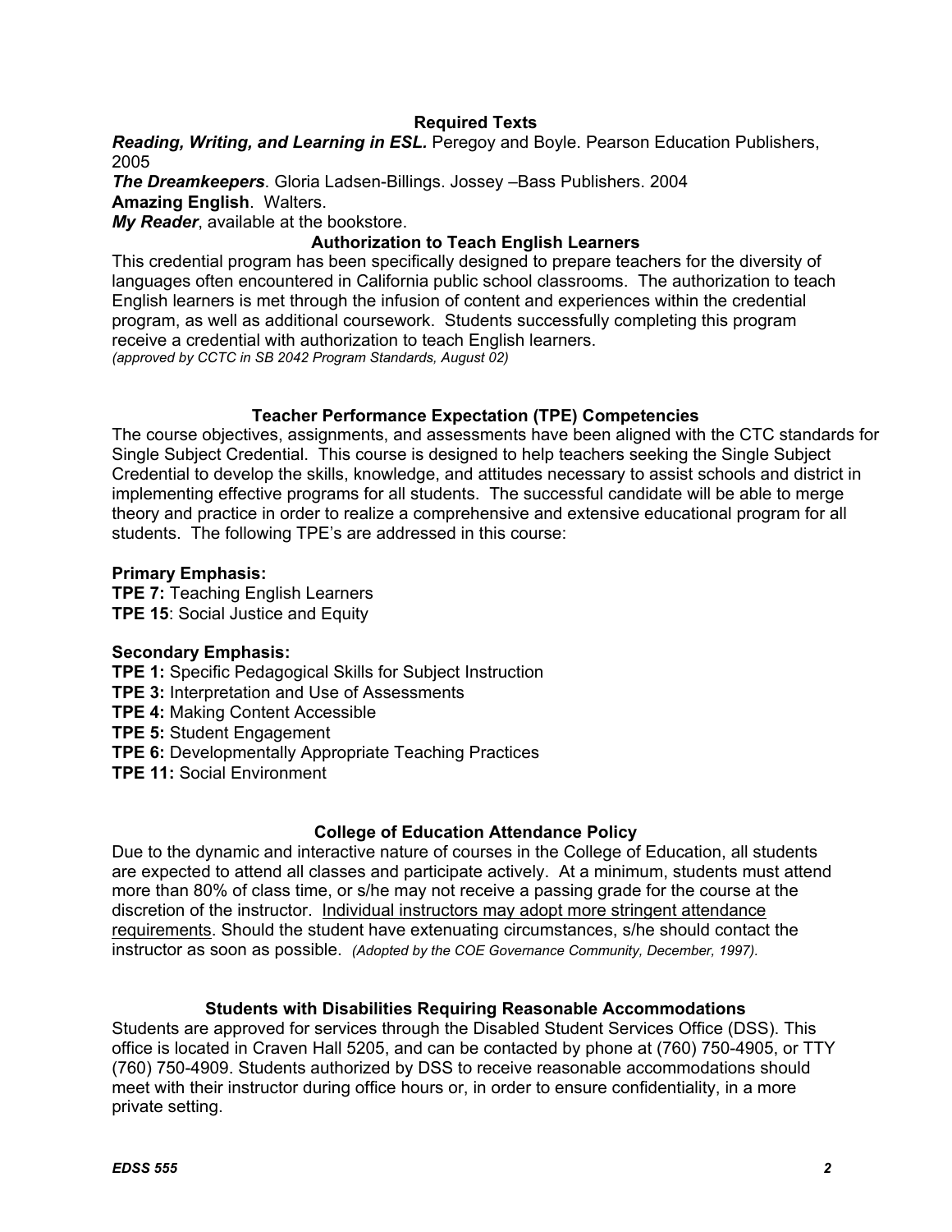## Required Texts

***Reading, Writing, and Learning in ESL.*** Peregoy and Boyle. Pearson Education Publishers, 2005

***The Dreamkeepers***. Gloria Ladsen-Billings. Jossey –Bass Publishers. 2004

**Amazing English**. Walters.

***My Reader***, available at the bookstore.

## Authorization to Teach English Learners

This credential program has been specifically designed to prepare teachers for the diversity of languages often encountered in California public school classrooms. The authorization to teach English learners is met through the infusion of content and experiences within the credential program, as well as additional coursework. Students successfully completing this program receive a credential with authorization to teach English learners.

*(approved by CCTC in SB 2042 Program Standards, August 02)*

## Teacher Performance Expectation (TPE) Competencies

The course objectives, assignments, and assessments have been aligned with the CTC standards for Single Subject Credential. This course is designed to help teachers seeking the Single Subject Credential to develop the skills, knowledge, and attitudes necessary to assist schools and district in implementing effective programs for all students. The successful candidate will be able to merge theory and practice in order to realize a comprehensive and extensive educational program for all students. The following TPE's are addressed in this course:

**Primary Emphasis:**

**TPE 7:** Teaching English Learners

**TPE 15**: Social Justice and Equity

**Secondary Emphasis:**

**TPE 1:** Specific Pedagogical Skills for Subject Instruction

**TPE 3:** Interpretation and Use of Assessments

**TPE 4:** Making Content Accessible

**TPE 5:** Student Engagement

**TPE 6:** Developmentally Appropriate Teaching Practices

**TPE 11:** Social Environment

## College of Education Attendance Policy

Due to the dynamic and interactive nature of courses in the College of Education, all students are expected to attend all classes and participate actively. At a minimum, students must attend more than 80% of class time, or s/he may not receive a passing grade for the course at the discretion of the instructor. <u>Individual instructors may adopt more stringent attendance requirements</u>. Should the student have extenuating circumstances, s/he should contact the instructor as soon as possible. *(Adopted by the COE Governance Community, December, 1997).*

## Students with Disabilities Requiring Reasonable Accommodations

Students are approved for services through the Disabled Student Services Office (DSS). This office is located in Craven Hall 5205, and can be contacted by phone at (760) 750-4905, or TTY (760) 750-4909. Students authorized by DSS to receive reasonable accommodations should meet with their instructor during office hours or, in order to ensure confidentiality, in a more private setting.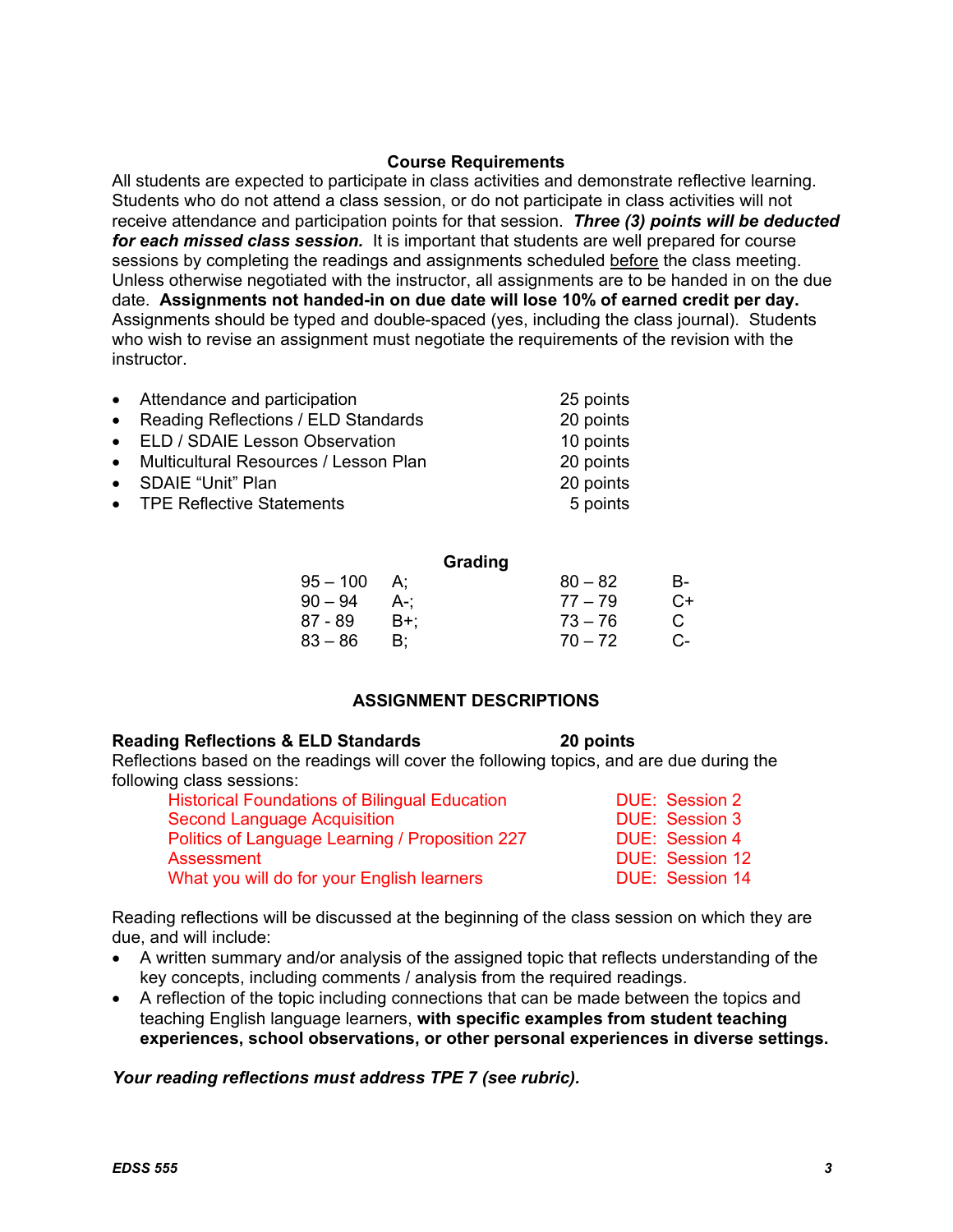## Course Requirements

All students are expected to participate in class activities and demonstrate reflective learning. Students who do not attend a class session, or do not participate in class activities will not receive attendance and participation points for that session. ***Three (3) points will be deducted for each missed class session.*** It is important that students are well prepared for course sessions by completing the readings and assignments scheduled before the class meeting. Unless otherwise negotiated with the instructor, all assignments are to be handed in on the due date. **Assignments not handed-in on due date will lose 10% of earned credit per day.** Assignments should be typed and double-spaced (yes, including the class journal). Students who wish to revise an assignment must negotiate the requirements of the revision with the instructor.

| | |
|---|---|
| • Attendance and participation | 25 points |
| • Reading Reflections / ELD Standards | 20 points |
| • ELD / SDAIE Lesson Observation | 10 points |
| • Multicultural Resources / Lesson Plan | 20 points |
| • SDAIE "Unit" Plan | 20 points |
| • TPE Reflective Statements | 5 points |

### Grading

| | | | |
|---|---|---|---|
| 95 – 100 | A; | 80 – 82 | B- |
| 90 – 94 | A-; | 77 – 79 | C+ |
| 87 - 89 | B+; | 73 – 76 | C |
| 83 – 86 | B; | 70 – 72 | C- |

## ASSIGNMENT DESCRIPTIONS

**Reading Reflections & ELD Standards — 20 points**

Reflections based on the readings will cover the following topics, and are due during the following class sessions:

| | |
|---|---|
| Historical Foundations of Bilingual Education | DUE: Session 2 |
| Second Language Acquisition | DUE: Session 3 |
| Politics of Language Learning / Proposition 227 | DUE: Session 4 |
| Assessment | DUE: Session 12 |
| What you will do for your English learners | DUE: Session 14 |

Reading reflections will be discussed at the beginning of the class session on which they are due, and will include:

- A written summary and/or analysis of the assigned topic that reflects understanding of the key concepts, including comments / analysis from the required readings.
- A reflection of the topic including connections that can be made between the topics and teaching English language learners, **with specific examples from student teaching experiences, school observations, or other personal experiences in diverse settings.**

***Your reading reflections must address TPE 7 (see rubric).***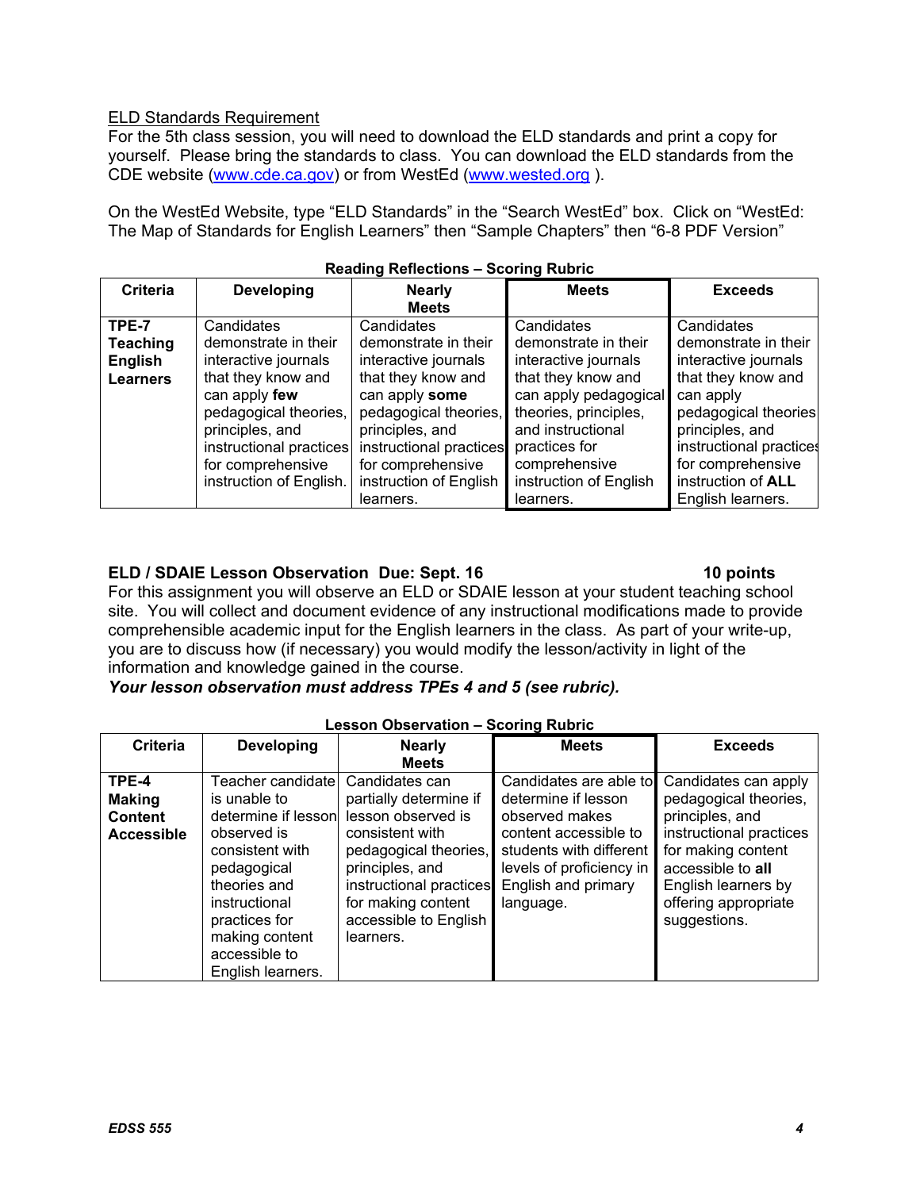<u>ELD Standards Requirement</u>

For the 5th class session, you will need to download the ELD standards and print a copy for yourself. Please bring the standards to class. You can download the ELD standards from the CDE website (www.cde.ca.gov) or from WestEd (www.wested.org ).

On the WestEd Website, type "ELD Standards" in the "Search WestEd" box. Click on "WestEd: The Map of Standards for English Learners" then "Sample Chapters" then "6-8 PDF Version"

**Reading Reflections – Scoring Rubric**

| Criteria | Developing | Nearly Meets | Meets | Exceeds |
|---|---|---|---|---|
| **TPE-7 Teaching English Learners** | Candidates demonstrate in their interactive journals that they know and can apply **few** pedagogical theories, principles, and instructional practices for comprehensive instruction of English. | Candidates demonstrate in their interactive journals that they know and can apply **some** pedagogical theories, principles, and instructional practices for comprehensive instruction of English learners. | Candidates demonstrate in their interactive journals that they know and can apply pedagogical theories, principles, and instructional practices for comprehensive instruction of English learners. | Candidates demonstrate in their interactive journals that they know and can apply pedagogical theories principles, and instructional practices for comprehensive instruction of **ALL** English learners. |

**ELD / SDAIE Lesson Observation Due: Sept. 16 — 10 points**

For this assignment you will observe an ELD or SDAIE lesson at your student teaching school site. You will collect and document evidence of any instructional modifications made to provide comprehensible academic input for the English learners in the class. As part of your write-up, you are to discuss how (if necessary) you would modify the lesson/activity in light of the information and knowledge gained in the course.

***Your lesson observation must address TPEs 4 and 5 (see rubric).***

**Lesson Observation – Scoring Rubric**

| Criteria | Developing | Nearly Meets | Meets | Exceeds |
|---|---|---|---|---|
| **TPE-4 Making Content Accessible** | Teacher candidate is unable to determine if lesson observed is consistent with pedagogical theories and instructional practices for making content accessible to English learners. | Candidates can partially determine if lesson observed is consistent with pedagogical theories, principles, and instructional practices for making content accessible to English learners. | Candidates are able to determine if lesson observed makes content accessible to students with different levels of proficiency in English and primary language. | Candidates can apply pedagogical theories, principles, and instructional practices for making content accessible to **all** English learners by offering appropriate suggestions. |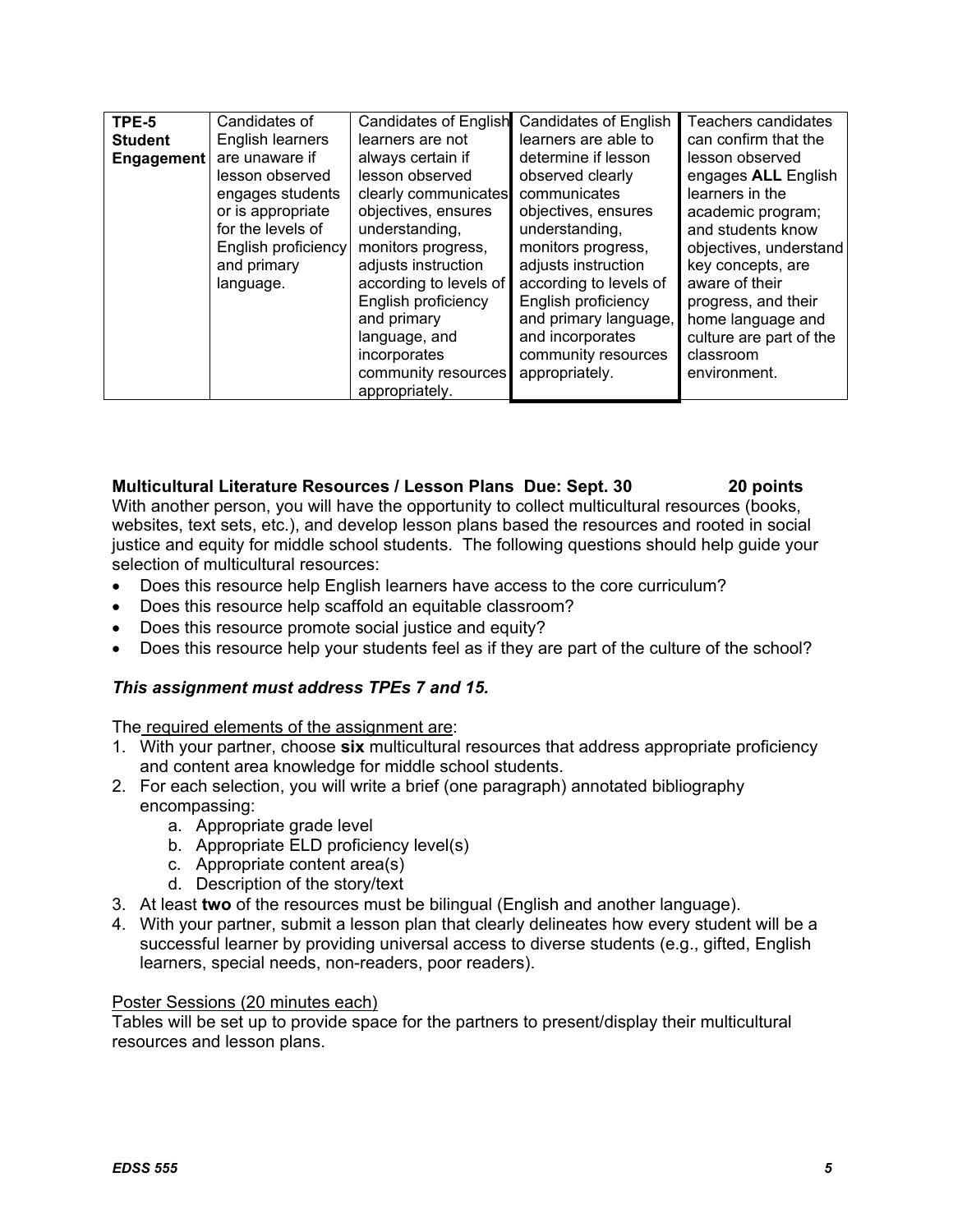| **TPE-5 Student Engagement** | Candidates of English learners are unaware if lesson observed engages students or is appropriate for the levels of English proficiency and primary language. | Candidates of English learners are not always certain if lesson observed clearly communicates objectives, ensures understanding, monitors progress, adjusts instruction according to levels of English proficiency and primary language, and incorporates community resources appropriately. | Candidates of English learners are able to determine if lesson observed clearly communicates objectives, ensures understanding, monitors progress, adjusts instruction according to levels of English proficiency and primary language, and incorporates community resources appropriately. | Teachers candidates can confirm that the lesson observed engages **ALL** English learners in the academic program; and students know objectives, understand key concepts, are aware of their progress, and their home language and culture are part of the classroom environment. |
|---|---|---|---|---|

**Multicultural Literature Resources / Lesson Plans Due: Sept. 30 20 points**

With another person, you will have the opportunity to collect multicultural resources (books, websites, text sets, etc.), and develop lesson plans based the resources and rooted in social justice and equity for middle school students. The following questions should help guide your selection of multicultural resources:

- Does this resource help English learners have access to the core curriculum?
- Does this resource help scaffold an equitable classroom?
- Does this resource promote social justice and equity?
- Does this resource help your students feel as if they are part of the culture of the school?

***This assignment must address TPEs 7 and 15.***

The required elements of the assignment are:

1. With your partner, choose **six** multicultural resources that address appropriate proficiency and content area knowledge for middle school students.
2. For each selection, you will write a brief (one paragraph) annotated bibliography encompassing:
   a. Appropriate grade level
   b. Appropriate ELD proficiency level(s)
   c. Appropriate content area(s)
   d. Description of the story/text
3. At least **two** of the resources must be bilingual (English and another language).
4. With your partner, submit a lesson plan that clearly delineates how every student will be a successful learner by providing universal access to diverse students (e.g., gifted, English learners, special needs, non-readers, poor readers).

Poster Sessions (20 minutes each)

Tables will be set up to provide space for the partners to present/display their multicultural resources and lesson plans.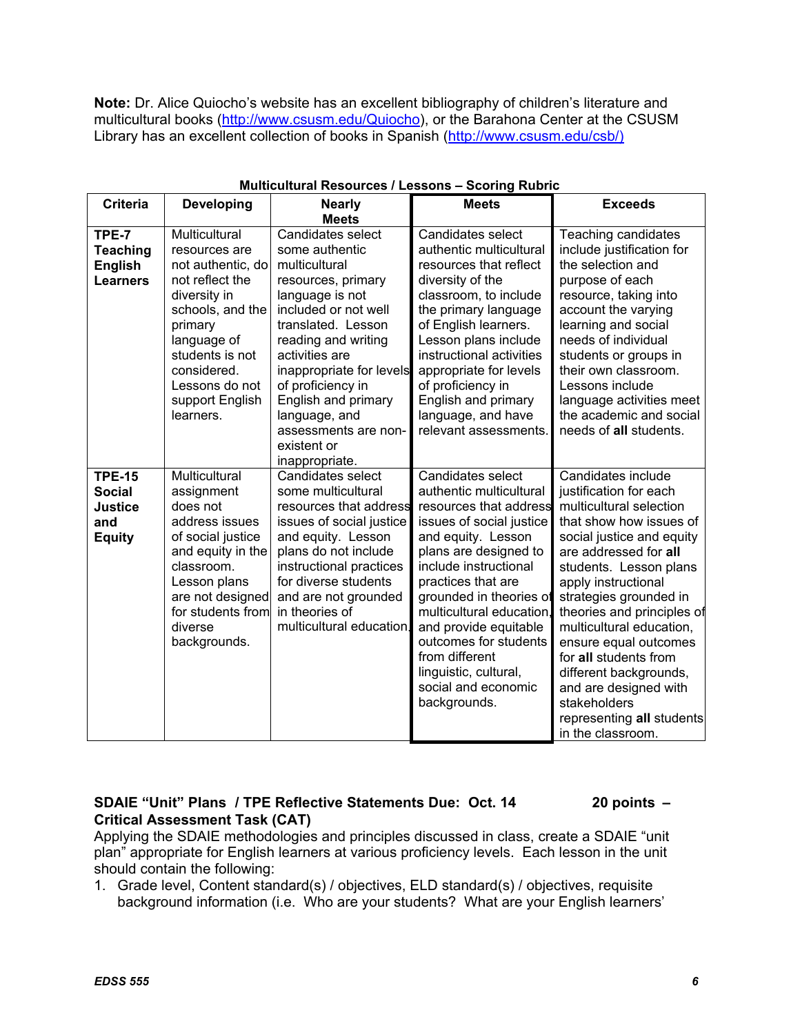**Note:** Dr. Alice Quiocho's website has an excellent bibliography of children's literature and multicultural books (http://www.csusm.edu/Quiocho), or the Barahona Center at the CSUSM Library has an excellent collection of books in Spanish (http://www.csusm.edu/csb/)

**Multicultural Resources / Lessons – Scoring Rubric**

| Criteria | Developing | Nearly Meets | Meets | Exceeds |
|---|---|---|---|---|
| **TPE-7 Teaching English Learners** | Multicultural resources are not authentic, do not reflect the diversity in schools, and the primary language of students is not considered. Lessons do not support English learners. | Candidates select some authentic multicultural resources, primary language is not included or not well translated. Lesson reading and writing activities are inappropriate for levels of proficiency in English and primary language, and assessments are non-existent or inappropriate. | Candidates select authentic multicultural resources that reflect diversity of the classroom, to include the primary language of English learners. Lesson plans include instructional activities appropriate for levels of proficiency in English and primary language, and have relevant assessments. | Teaching candidates include justification for the selection and purpose of each resource, taking into account the varying learning and social needs of individual students or groups in their own classroom. Lessons include language activities meet the academic and social needs of **all** students. |
| **TPE-15 Social Justice and Equity** | Multicultural assignment does not address issues of social justice and equity in the classroom. Lesson plans are not designed for students from diverse backgrounds. | Candidates select some multicultural resources that address issues of social justice and equity. Lesson plans do not include instructional practices for diverse students and are not grounded in theories of multicultural education. | Candidates select authentic multicultural resources that address issues of social justice and equity. Lesson plans are designed to include instructional practices that are grounded in theories of multicultural education, and provide equitable outcomes for students from different linguistic, cultural, social and economic backgrounds. | Candidates include justification for each multicultural selection that show how issues of social justice and equity are addressed for **all** students. Lesson plans apply instructional strategies grounded in theories and principles of multicultural education, ensure equal outcomes for **all** students from different backgrounds, and are designed with stakeholders representing **all** students in the classroom. |

**SDAIE "Unit" Plans / TPE Reflective Statements Due: Oct. 14 — 20 points – Critical Assessment Task (CAT)**

Applying the SDAIE methodologies and principles discussed in class, create a SDAIE "unit plan" appropriate for English learners at various proficiency levels. Each lesson in the unit should contain the following:

1. Grade level, Content standard(s) / objectives, ELD standard(s) / objectives, requisite background information (i.e. Who are your students? What are your English learners'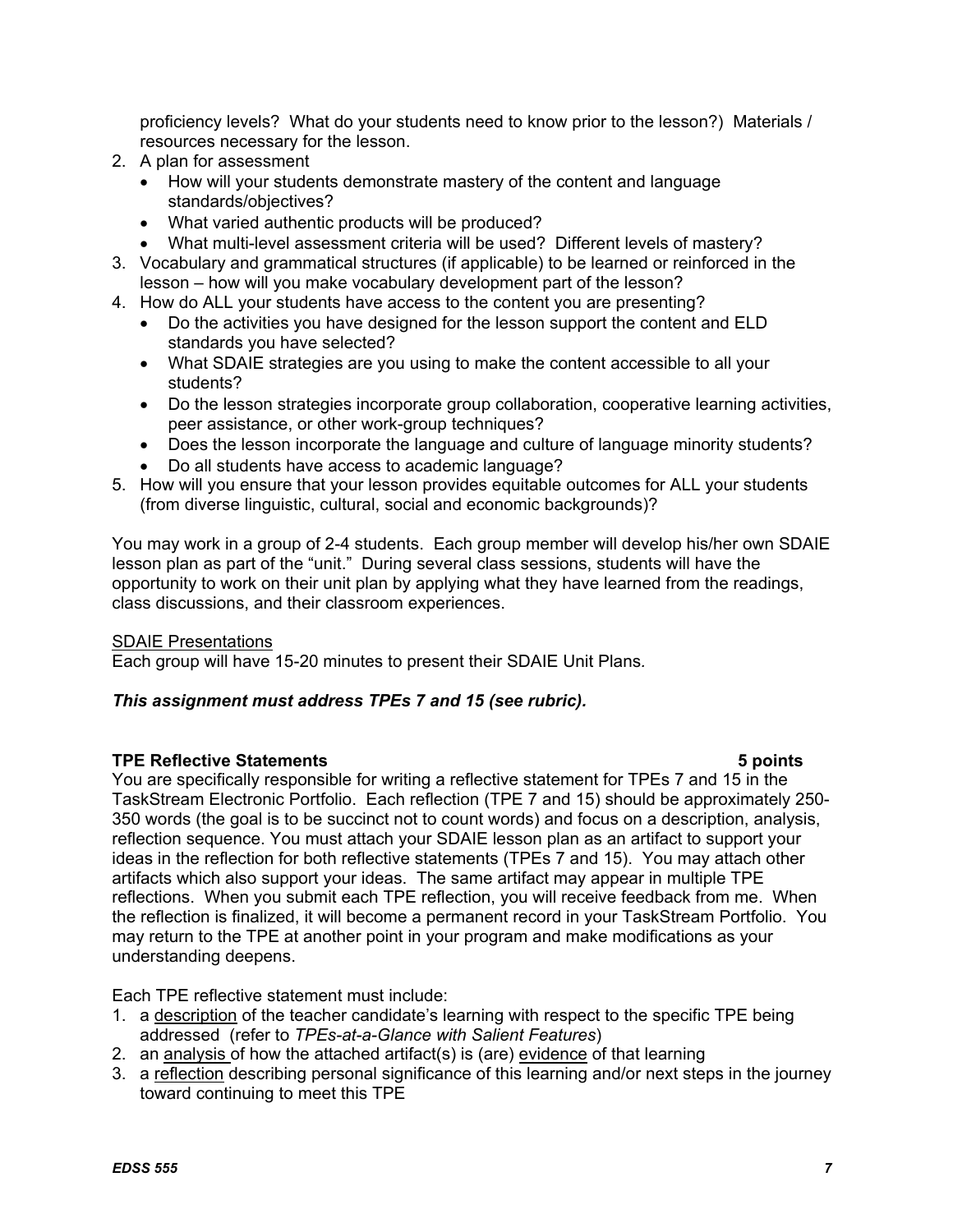proficiency levels? What do your students need to know prior to the lesson?) Materials / resources necessary for the lesson.

2. A plan for assessment
   - How will your students demonstrate mastery of the content and language standards/objectives?
   - What varied authentic products will be produced?
   - What multi-level assessment criteria will be used? Different levels of mastery?
3. Vocabulary and grammatical structures (if applicable) to be learned or reinforced in the lesson – how will you make vocabulary development part of the lesson?
4. How do ALL your students have access to the content you are presenting?
   - Do the activities you have designed for the lesson support the content and ELD standards you have selected?
   - What SDAIE strategies are you using to make the content accessible to all your students?
   - Do the lesson strategies incorporate group collaboration, cooperative learning activities, peer assistance, or other work-group techniques?
   - Does the lesson incorporate the language and culture of language minority students?
   - Do all students have access to academic language?
5. How will you ensure that your lesson provides equitable outcomes for ALL your students (from diverse linguistic, cultural, social and economic backgrounds)?

You may work in a group of 2-4 students. Each group member will develop his/her own SDAIE lesson plan as part of the "unit." During several class sessions, students will have the opportunity to work on their unit plan by applying what they have learned from the readings, class discussions, and their classroom experiences.

<u>SDAIE Presentations</u>
Each group will have 15-20 minutes to present their SDAIE Unit Plans.

***This assignment must address TPEs 7 and 15 (see rubric).***

**TPE Reflective Statements** **5 points**

You are specifically responsible for writing a reflective statement for TPEs 7 and 15 in the TaskStream Electronic Portfolio. Each reflection (TPE 7 and 15) should be approximately 250-350 words (the goal is to be succinct not to count words) and focus on a description, analysis, reflection sequence. You must attach your SDAIE lesson plan as an artifact to support your ideas in the reflection for both reflective statements (TPEs 7 and 15). You may attach other artifacts which also support your ideas. The same artifact may appear in multiple TPE reflections. When you submit each TPE reflection, you will receive feedback from me. When the reflection is finalized, it will become a permanent record in your TaskStream Portfolio. You may return to the TPE at another point in your program and make modifications as your understanding deepens.

Each TPE reflective statement must include:

1. a <u>description</u> of the teacher candidate's learning with respect to the specific TPE being addressed (refer to *TPEs-at-a-Glance with Salient Features*)
2. an <u>analysis</u> of how the attached artifact(s) is (are) <u>evidence</u> of that learning
3. a <u>reflection</u> describing personal significance of this learning and/or next steps in the journey toward continuing to meet this TPE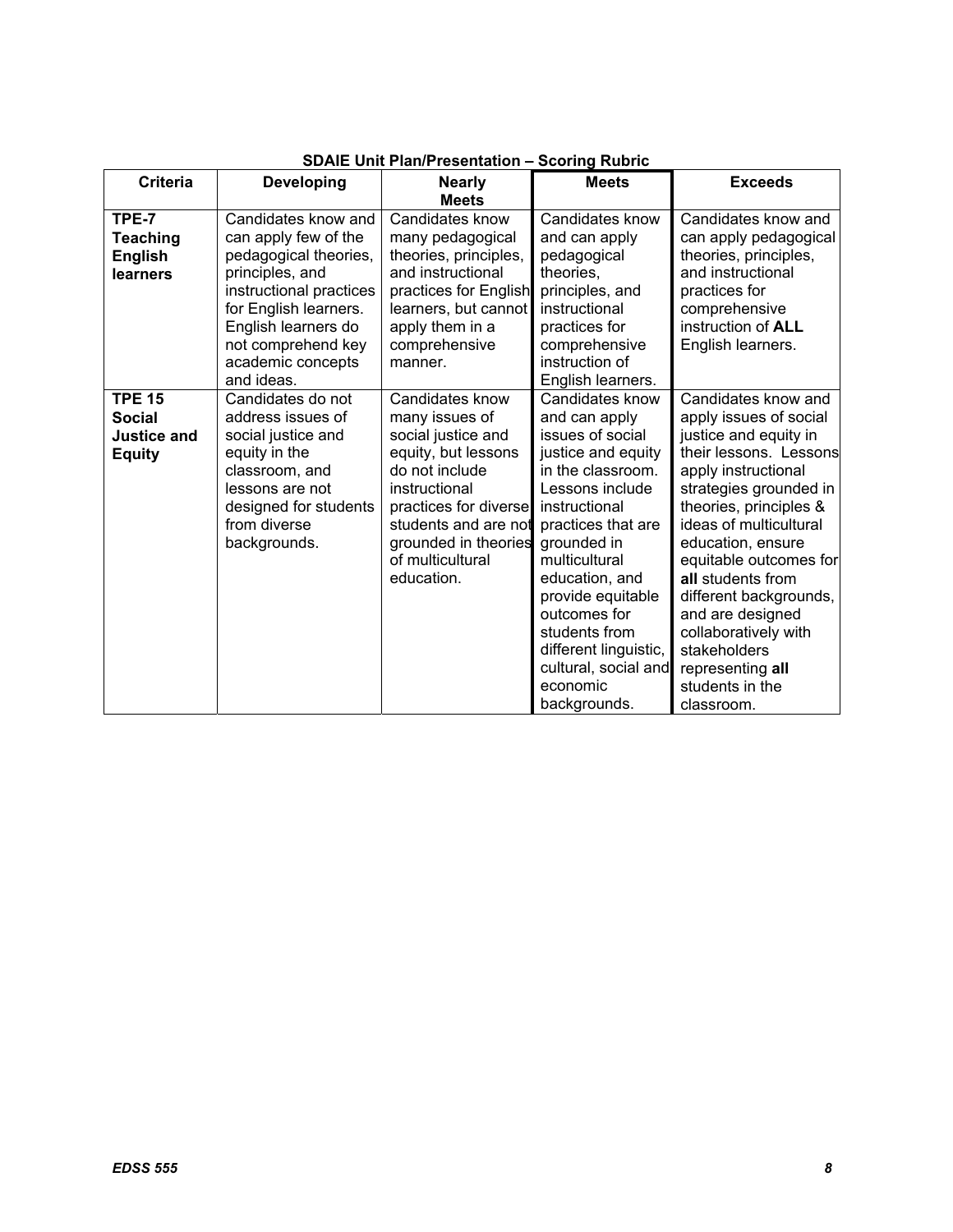**SDAIE Unit Plan/Presentation – Scoring Rubric**

| Criteria | Developing | Nearly Meets | Meets | Exceeds |
|---|---|---|---|---|
| **TPE-7 Teaching English learners** | Candidates know and can apply few of the pedagogical theories, principles, and instructional practices for English learners. English learners do not comprehend key academic concepts and ideas. | Candidates know many pedagogical theories, principles, and instructional practices for English learners, but cannot apply them in a comprehensive manner. | Candidates know and can apply pedagogical theories, principles, and instructional practices for comprehensive instruction of English learners. | Candidates know and can apply pedagogical theories, principles, and instructional practices for comprehensive instruction of **ALL** English learners. |
| **TPE 15 Social Justice and Equity** | Candidates do not address issues of social justice and equity in the classroom, and lessons are not designed for students from diverse backgrounds. | Candidates know many issues of social justice and equity, but lessons do not include instructional practices for diverse students and are not grounded in theories of multicultural education. | Candidates know and can apply issues of social justice and equity in the classroom. Lessons include instructional practices that are grounded in multicultural education, and provide equitable outcomes for students from different linguistic, cultural, social and economic backgrounds. | Candidates know and apply issues of social justice and equity in their lessons. Lessons apply instructional strategies grounded in theories, principles & ideas of multicultural education, ensure equitable outcomes for **all** students from different backgrounds, and are designed collaboratively with stakeholders representing **all** students in the classroom. |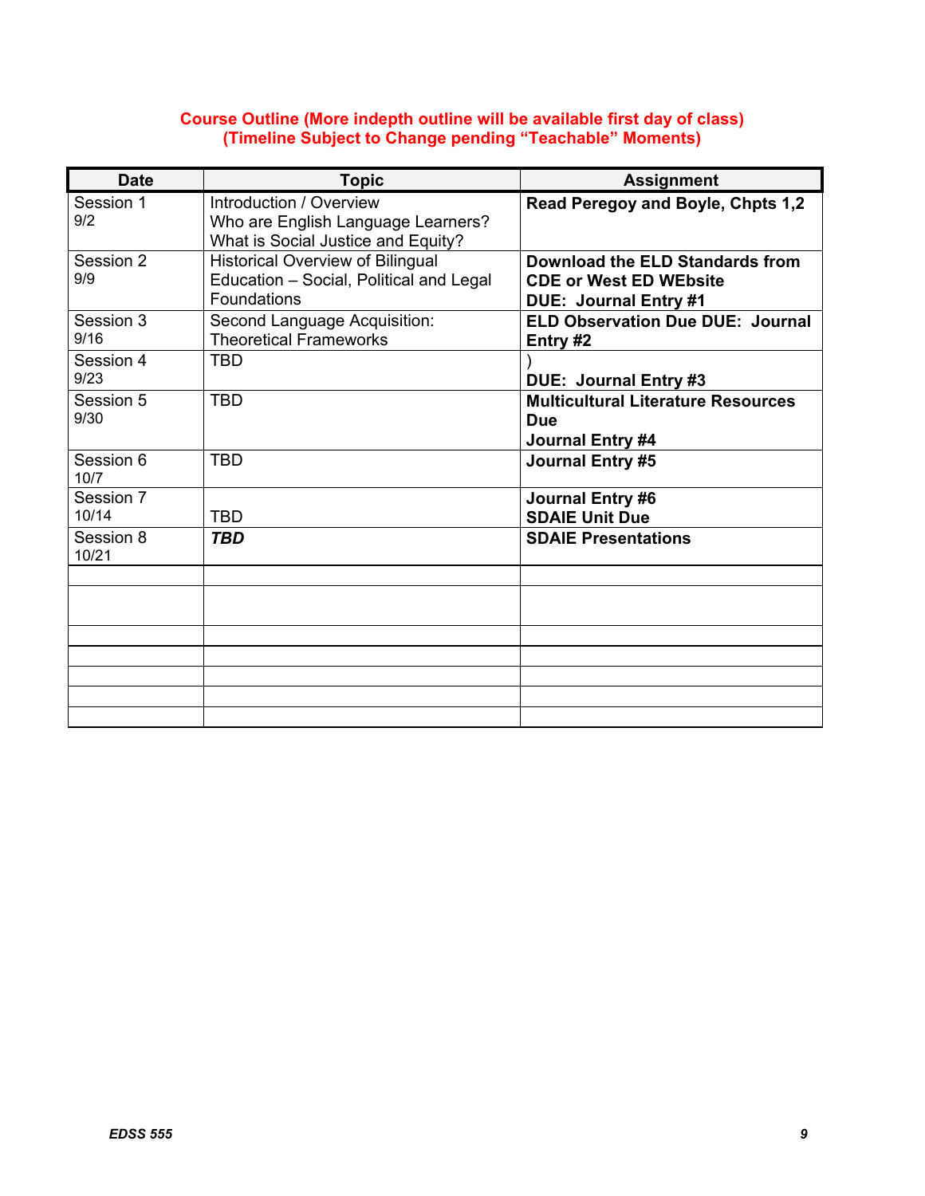**Course Outline (More indepth outline will be available first day of class)**
**(Timeline Subject to Change pending "Teachable" Moments)**

| Date | Topic | Assignment |
|---|---|---|
| Session 1<br>9/2 | Introduction / Overview<br>Who are English Language Learners?<br>What is Social Justice and Equity? | **Read Peregoy and Boyle, Chpts 1,2** |
| Session 2<br>9/9 | Historical Overview of Bilingual Education – Social, Political and Legal Foundations | **Download the ELD Standards from CDE or West ED WEbsite**<br>**DUE: Journal Entry #1** |
| Session 3<br>9/16 | Second Language Acquisition: Theoretical Frameworks | **ELD Observation Due DUE: Journal Entry #2** |
| Session 4<br>9/23 | TBD | )<br>**DUE: Journal Entry #3** |
| Session 5<br>9/30 | TBD | **Multicultural Literature Resources Due**<br>**Journal Entry #4** |
| Session 6<br>10/7 | TBD | **Journal Entry #5** |
| Session 7<br>10/14 | TBD | **Journal Entry #6**<br>**SDAIE Unit Due** |
| Session 8<br>10/21 | ***TBD*** | **SDAIE Presentations** |
| | | |
| | | |
| | | |
| | | |
| | | |
| | | |
| | | |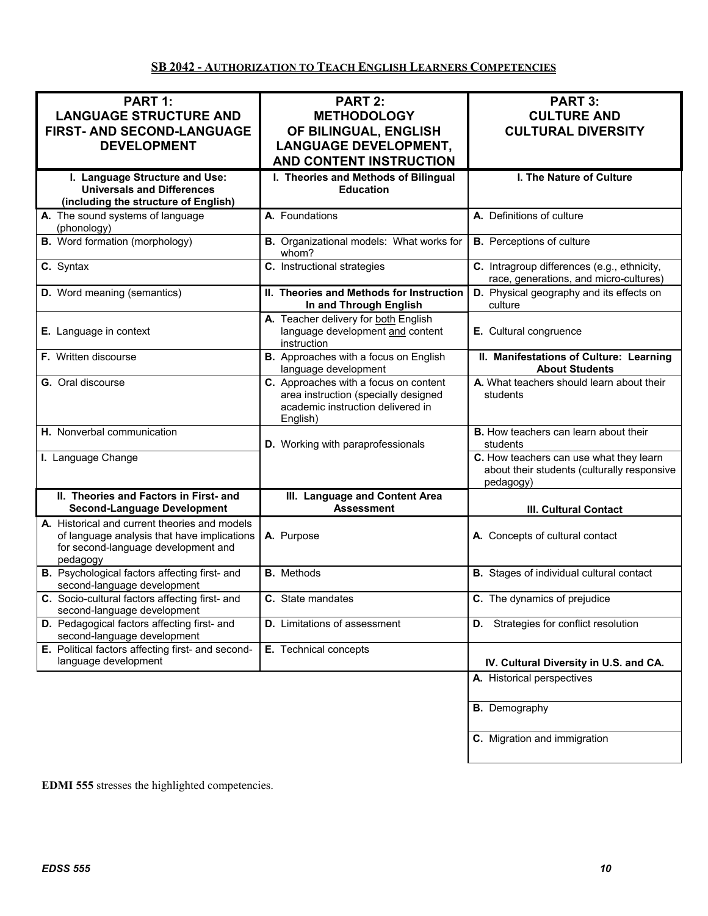## SB 2042 - Authorization to Teach English Learners Competencies

| PART 1: LANGUAGE STRUCTURE AND FIRST- AND SECOND-LANGUAGE DEVELOPMENT | PART 2: METHODOLOGY OF BILINGUAL, ENGLISH LANGUAGE DEVELOPMENT, AND CONTENT INSTRUCTION | PART 3: CULTURE AND CULTURAL DIVERSITY |
|---|---|---|
| **I. Language Structure and Use: Universals and Differences (including the structure of English)** | **I. Theories and Methods of Bilingual Education** | **I. The Nature of Culture** |
| **A.** The sound systems of language (phonology) | **A.** Foundations | **A.** Definitions of culture |
| **B.** Word formation (morphology) | **B.** Organizational models: What works for whom? | **B.** Perceptions of culture |
| **C.** Syntax | **C.** Instructional strategies | **C.** Intragroup differences (e.g., ethnicity, race, generations, and micro-cultures) |
| **D.** Word meaning (semantics) | **II. Theories and Methods for Instruction In and Through English** | **D.** Physical geography and its effects on culture |
| **E.** Language in context | **A.** Teacher delivery for both English language development and content instruction | **E.** Cultural congruence |
| **F.** Written discourse | **B.** Approaches with a focus on English language development | **II. Manifestations of Culture: Learning About Students** |
| **G.** Oral discourse | **C.** Approaches with a focus on content area instruction (specially designed academic instruction delivered in English) | **A.** What teachers should learn about their students |
| **H.** Nonverbal communication | **D.** Working with paraprofessionals | **B.** How teachers can learn about their students |
| **I.** Language Change | | **C.** How teachers can use what they learn about their students (culturally responsive pedagogy) |
| **II. Theories and Factors in First- and Second-Language Development** | **III. Language and Content Area Assessment** | **III. Cultural Contact** |
| **A.** Historical and current theories and models of language analysis that have implications for second-language development and pedagogy | **A.** Purpose | **A.** Concepts of cultural contact |
| **B.** Psychological factors affecting first- and second-language development | **B.** Methods | **B.** Stages of individual cultural contact |
| **C.** Socio-cultural factors affecting first- and second-language development | **C.** State mandates | **C.** The dynamics of prejudice |
| **D.** Pedagogical factors affecting first- and second-language development | **D.** Limitations of assessment | **D.** Strategies for conflict resolution |
| **E.** Political factors affecting first- and second-language development | **E.** Technical concepts | **IV. Cultural Diversity in U.S. and CA.** |
| | | **A.** Historical perspectives |
| | | **B.** Demography |
| | | **C.** Migration and immigration |

**EDMI 555** stresses the highlighted competencies.